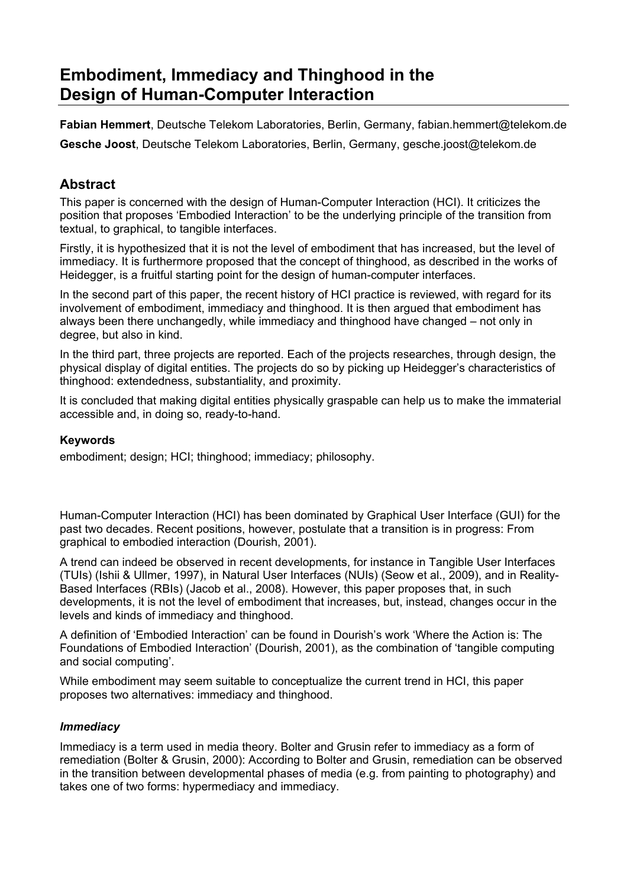# Embodiment, Immediacy and Thinghood in the Design of Human-Computer Interaction

**Fabian Hemmert**, Deutsche Telekom Laboratories, Berlin, Germany, fabian.hemmert@telekom.de

**Gesche Joost**, Deutsche Telekom Laboratories, Berlin, Germany, gesche.joost@telekom.de

## Abstract

This paper is concerned with the design of Human-Computer Interaction (HCI). It criticizes the position that proposes 'Embodied Interaction' to be the underlying principle of the transition from textual, to graphical, to tangible interfaces.

Firstly, it is hypothesized that it is not the level of embodiment that has increased, but the level of immediacy. It is furthermore proposed that the concept of thinghood, as described in the works of Heidegger, is a fruitful starting point for the design of human-computer interfaces.

In the second part of this paper, the recent history of HCI practice is reviewed, with regard for its involvement of embodiment, immediacy and thinghood. It is then argued that embodiment has always been there unchangedly, while immediacy and thinghood have changed – not only in degree, but also in kind.

In the third part, three projects are reported. Each of the projects researches, through design, the physical display of digital entities. The projects do so by picking up Heidegger's characteristics of thinghood: extendedness, substantiality, and proximity.

It is concluded that making digital entities physically graspable can help us to make the immaterial accessible and, in doing so, ready-to-hand.

### Keywords

embodiment; design; HCI; thinghood; immediacy; philosophy.

Human-Computer Interaction (HCI) has been dominated by Graphical User Interface (GUI) for the past two decades. Recent positions, however, postulate that a transition is in progress: From graphical to embodied interaction (Dourish, 2001).

A trend can indeed be observed in recent developments, for instance in Tangible User Interfaces (TUIs) (Ishii & Ullmer, 1997), in Natural User Interfaces (NUIs) (Seow et al., 2009), and in Reality-Based Interfaces (RBIs) (Jacob et al., 2008). However, this paper proposes that, in such developments, it is not the level of embodiment that increases, but, instead, changes occur in the levels and kinds of immediacy and thinghood.

A definition of 'Embodied Interaction' can be found in Dourish's work 'Where the Action is: The Foundations of Embodied Interaction' (Dourish, 2001), as the combination of 'tangible computing and social computing'.

While embodiment may seem suitable to conceptualize the current trend in HCI, this paper proposes two alternatives: immediacy and thinghood.

### *Immediacy*

Immediacy is a term used in media theory. Bolter and Grusin refer to immediacy as a form of remediation (Bolter & Grusin, 2000): According to Bolter and Grusin, remediation can be observed in the transition between developmental phases of media (e.g. from painting to photography) and takes one of two forms: hypermediacy and immediacy.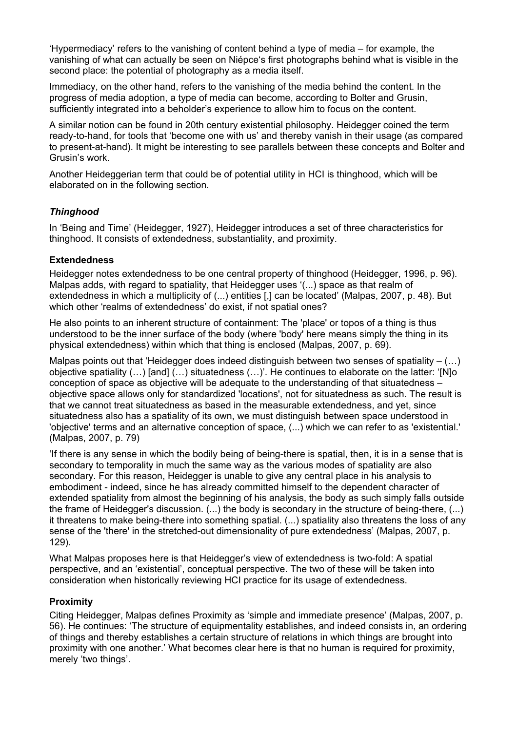'Hypermediacy' refers to the vanishing of content behind a type of media – for example, the vanishing of what can actually be seen on Niépce's first photographs behind what is visible in the second place: the potential of photography as a media itself.

Immediacy, on the other hand, refers to the vanishing of the media behind the content. In the progress of media adoption, a type of media can become, according to Bolter and Grusin, sufficiently integrated into a beholder's experience to allow him to focus on the content.

A similar notion can be found in 20th century existential philosophy. Heidegger coined the term ready-to-hand, for tools that 'become one with us' and thereby vanish in their usage (as compared to present-at-hand). It might be interesting to see parallels between these concepts and Bolter and Grusin's work.

Another Heideggerian term that could be of potential utility in HCI is thinghood, which will be elaborated on in the following section.

### *Thinghood*

In 'Being and Time' (Heidegger, 1927), Heidegger introduces a set of three characteristics for thinghood. It consists of extendedness, substantiality, and proximity.

#### Extendedness

Heidegger notes extendedness to be one central property of thinghood (Heidegger, 1996, p. 96). Malpas adds, with regard to spatiality, that Heidegger uses '(...) space as that realm of extendedness in which a multiplicity of (...) entities [,] can be located' (Malpas, 2007, p. 48). But which other 'realms of extendedness' do exist, if not spatial ones?

He also points to an inherent structure of containment: The 'place' or topos of a thing is thus understood to be the inner surface of the body (where 'body' here means simply the thing in its physical extendedness) within which that thing is enclosed (Malpas, 2007, p. 69).

Malpas points out that 'Heidegger does indeed distinguish between two senses of spatiality – (…) objective spatiality (…) [and] (…) situatedness (…)'. He continues to elaborate on the latter: '[N]o conception of space as objective will be adequate to the understanding of that situatedness – objective space allows only for standardized 'locations', not for situatedness as such. The result is that we cannot treat situatedness as based in the measurable extendedness, and yet, since situatedness also has a spatiality of its own, we must distinguish between space understood in 'objective' terms and an alternative conception of space, (...) which we can refer to as 'existential.' (Malpas, 2007, p. 79)

'If there is any sense in which the bodily being of being-there is spatial, then, it is in a sense that is secondary to temporality in much the same way as the various modes of spatiality are also secondary. For this reason, Heidegger is unable to give any central place in his analysis to embodiment - indeed, since he has already committed himself to the dependent character of extended spatiality from almost the beginning of his analysis, the body as such simply falls outside the frame of Heidegger's discussion. (...) the body is secondary in the structure of being-there, (...) it threatens to make being-there into something spatial. (...) spatiality also threatens the loss of any sense of the 'there' in the stretched-out dimensionality of pure extendedness' (Malpas, 2007, p. 129).

What Malpas proposes here is that Heidegger's view of extendedness is two-fold: A spatial perspective, and an 'existential', conceptual perspective. The two of these will be taken into consideration when historically reviewing HCI practice for its usage of extendedness.

#### Proximity

Citing Heidegger, Malpas defines Proximity as 'simple and immediate presence' (Malpas, 2007, p. 56). He continues: 'The structure of equipmentality establishes, and indeed consists in, an ordering of things and thereby establishes a certain structure of relations in which things are brought into proximity with one another.' What becomes clear here is that no human is required for proximity, merely 'two things'.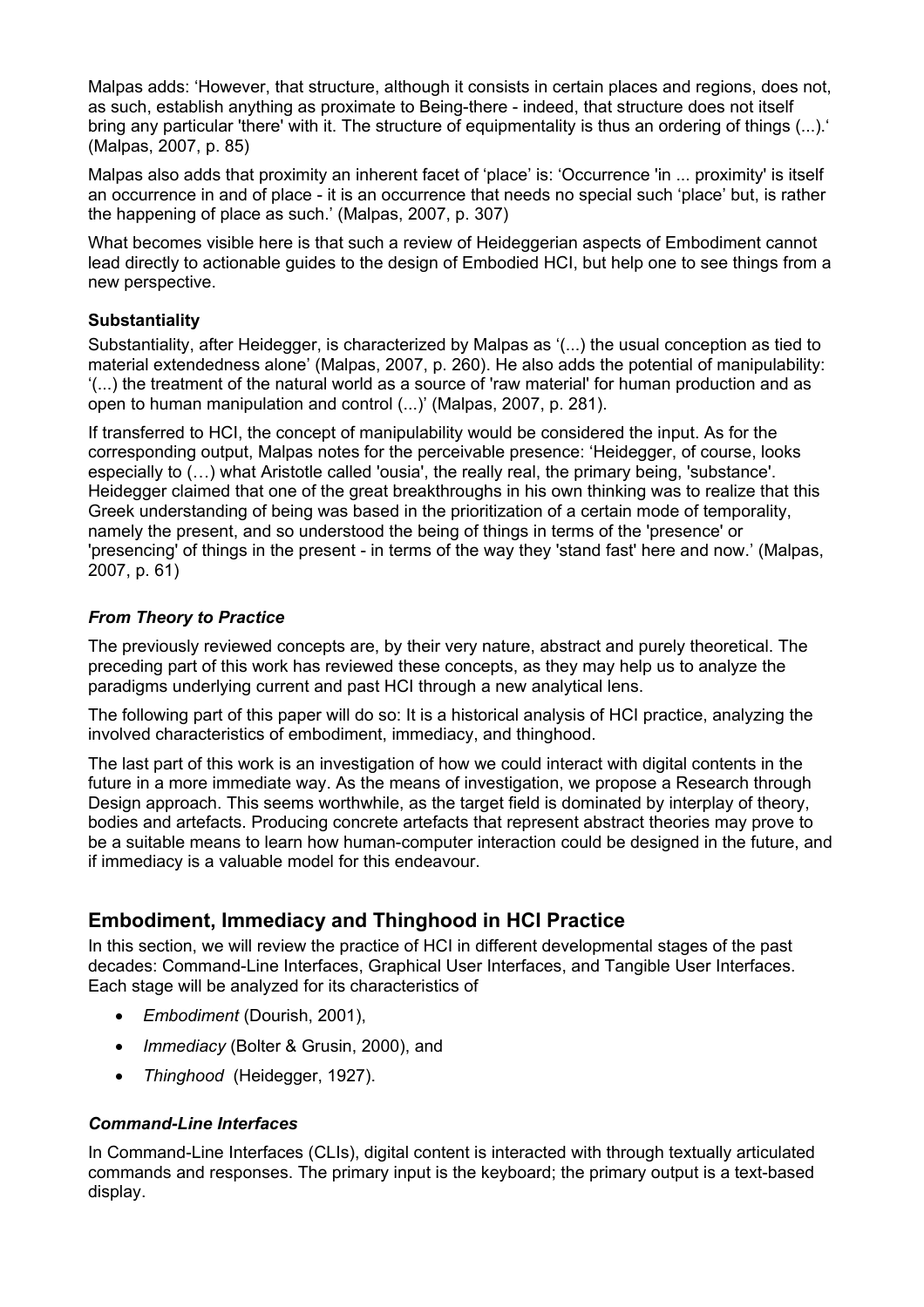Malpas adds: 'However, that structure, although it consists in certain places and regions, does not, as such, establish anything as proximate to Being-there - indeed, that structure does not itself bring any particular 'there' with it. The structure of equipmentality is thus an ordering of things (...).' (Malpas, 2007, p. 85)

Malpas also adds that proximity an inherent facet of 'place' is: 'Occurrence 'in ... proximity' is itself an occurrence in and of place - it is an occurrence that needs no special such 'place' but, is rather the happening of place as such.' (Malpas, 2007, p. 307)

What becomes visible here is that such a review of Heideggerian aspects of Embodiment cannot lead directly to actionable guides to the design of Embodied HCI, but help one to see things from a new perspective.

#### Substantiality

Substantiality, after Heidegger, is characterized by Malpas as '(...) the usual conception as tied to material extendedness alone' (Malpas, 2007, p. 260). He also adds the potential of manipulability: '(...) the treatment of the natural world as a source of 'raw material' for human production and as open to human manipulation and control (...)' (Malpas, 2007, p. 281).

If transferred to HCI, the concept of manipulability would be considered the input. As for the corresponding output, Malpas notes for the perceivable presence: 'Heidegger, of course, looks especially to (…) what Aristotle called 'ousia', the really real, the primary being, 'substance'. Heidegger claimed that one of the great breakthroughs in his own thinking was to realize that this Greek understanding of being was based in the prioritization of a certain mode of temporality, namely the present, and so understood the being of things in terms of the 'presence' or 'presencing' of things in the present - in terms of the way they 'stand fast' here and now.' (Malpas, 2007, p. 61)

### *From Theory to Practice*

The previously reviewed concepts are, by their very nature, abstract and purely theoretical. The preceding part of this work has reviewed these concepts, as they may help us to analyze the paradigms underlying current and past HCI through a new analytical lens.

The following part of this paper will do so: It is a historical analysis of HCI practice, analyzing the involved characteristics of embodiment, immediacy, and thinghood.

The last part of this work is an investigation of how we could interact with digital contents in the future in a more immediate way. As the means of investigation, we propose a Research through Design approach. This seems worthwhile, as the target field is dominated by interplay of theory, bodies and artefacts. Producing concrete artefacts that represent abstract theories may prove to be a suitable means to learn how human-computer interaction could be designed in the future, and if immediacy is a valuable model for this endeavour.

## Embodiment, Immediacy and Thinghood in HCI Practice

In this section, we will review the practice of HCI in different developmental stages of the past decades: Command-Line Interfaces, Graphical User Interfaces, and Tangible User Interfaces. Each stage will be analyzed for its characteristics of

- *Embodiment* (Dourish, 2001),
- *Immediacy* (Bolter & Grusin, 2000), and
- *Thinghood* (Heidegger, 1927).

### *Command-Line Interfaces*

In Command-Line Interfaces (CLIs), digital content is interacted with through textually articulated commands and responses. The primary input is the keyboard; the primary output is a text-based display.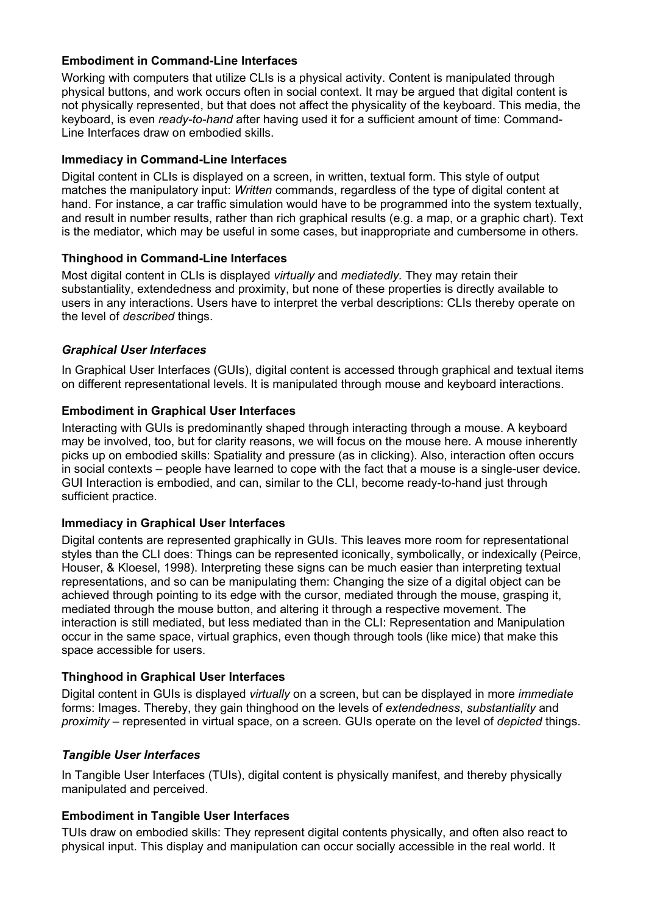### Embodiment in Command-Line Interfaces

Working with computers that utilize CLIs is a physical activity. Content is manipulated through physical buttons, and work occurs often in social context. It may be argued that digital content is not physically represented, but that does not affect the physicality of the keyboard. This media, the keyboard, is even *ready-to-hand* after having used it for a sufficient amount of time: Command-Line Interfaces draw on embodied skills.

### Immediacy in Command-Line Interfaces

Digital content in CLIs is displayed on a screen, in written, textual form. This style of output matches the manipulatory input: *Written* commands, regardless of the type of digital content at hand. For instance, a car traffic simulation would have to be programmed into the system textually, and result in number results, rather than rich graphical results (e.g. a map, or a graphic chart). Text is the mediator, which may be useful in some cases, but inappropriate and cumbersome in others.

### Thinghood in Command-Line Interfaces

Most digital content in CLIs is displayed *virtually* and *mediatedly.* They may retain their substantiality, extendedness and proximity, but none of these properties is directly available to users in any interactions. Users have to interpret the verbal descriptions: CLIs thereby operate on the level of *described* things.

## *Graphical User Interfaces*

In Graphical User Interfaces (GUIs), digital content is accessed through graphical and textual items on different representational levels. It is manipulated through mouse and keyboard interactions.

### Embodiment in Graphical User Interfaces

Interacting with GUIs is predominantly shaped through interacting through a mouse. A keyboard may be involved, too, but for clarity reasons, we will focus on the mouse here. A mouse inherently picks up on embodied skills: Spatiality and pressure (as in clicking). Also, interaction often occurs in social contexts – people have learned to cope with the fact that a mouse is a single-user device. GUI Interaction is embodied, and can, similar to the CLI, become ready-to-hand just through sufficient practice.

### Immediacy in Graphical User Interfaces

Digital contents are represented graphically in GUIs. This leaves more room for representational styles than the CLI does: Things can be represented iconically, symbolically, or indexically (Peirce, Houser, & Kloesel, 1998). Interpreting these signs can be much easier than interpreting textual representations, and so can be manipulating them: Changing the size of a digital object can be achieved through pointing to its edge with the cursor, mediated through the mouse, grasping it, mediated through the mouse button, and altering it through a respective movement. The interaction is still mediated, but less mediated than in the CLI: Representation and Manipulation occur in the same space, virtual graphics, even though through tools (like mice) that make this space accessible for users.

### Thinghood in Graphical User Interfaces

Digital content in GUIs is displayed *virtually* on a screen, but can be displayed in more *immediate* forms: Images. Thereby, they gain thinghood on the levels of *extendedness*, *substantiality* and *proximity* – represented in virtual space, on a screen. GUIs operate on the level of *depicted* things.

## *Tangible User Interfaces*

In Tangible User Interfaces (TUIs), digital content is physically manifest, and thereby physically manipulated and perceived.

### Embodiment in Tangible User Interfaces

TUIs draw on embodied skills: They represent digital contents physically, and often also react to physical input. This display and manipulation can occur socially accessible in the real world. It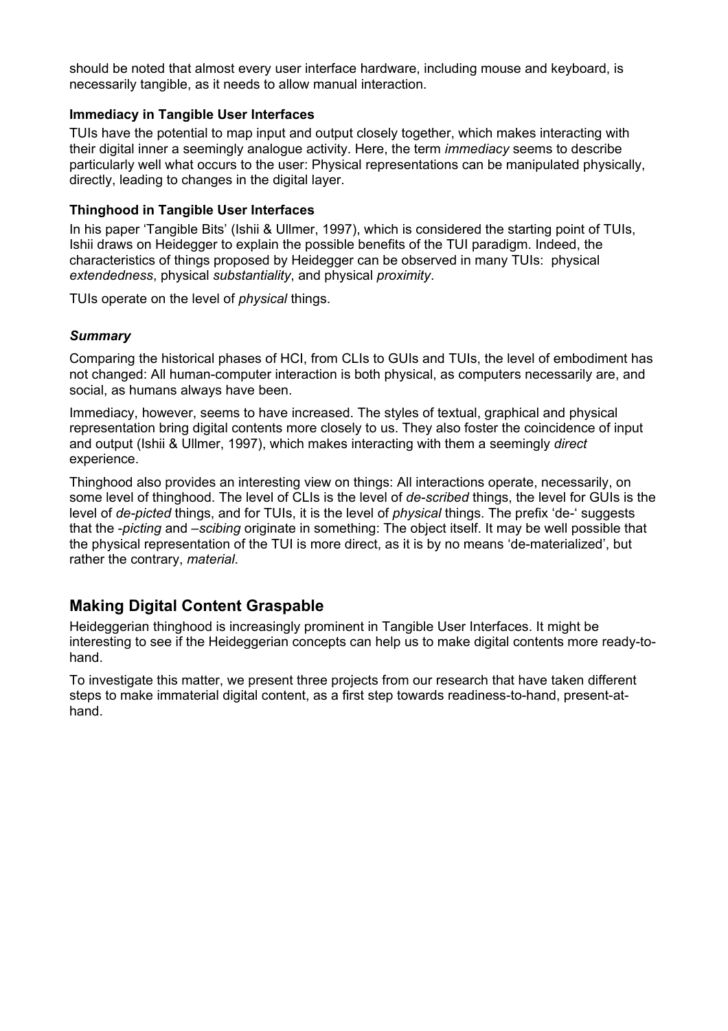should be noted that almost every user interface hardware, including mouse and keyboard, is necessarily tangible, as it needs to allow manual interaction.

**Immediacy in Tangible User Interfaces**

TUIs have the potential to map input and output closely together, which makes interacting with their digital inner a seemingly analogue activity. Here, the term *immediacy* seems to describe particularly well what occurs to the user: Physical representations can be manipulated physically, directly, leading to changes in the digital layer.

**Thinghood in Tangible User Interfaces**

In his paper 'Tangible Bits' (Ishii & Ullmer, 1997), which is considered the starting point of TUIs, Ishii draws on Heidegger to explain the possible benefits of the TUI paradigm. Indeed, the characteristics of things proposed by Heidegger can be observed in many TUIs: physical *extendedness*, physical *substantiality*, and physical *proximity*.

TUIs operate on the level of *physical* things.

***Summary***

Comparing the historical phases of HCI, from CLIs to GUIs and TUIs, the level of embodiment has not changed: All human-computer interaction is both physical, as computers necessarily are, and social, as humans always have been.

Immediacy, however, seems to have increased. The styles of textual, graphical and physical representation bring digital contents more closely to us. They also foster the coincidence of input and output (Ishii & Ullmer, 1997), which makes interacting with them a seemingly *direct* experience.

Thinghood also provides an interesting view on things: All interactions operate, necessarily, on some level of thinghood. The level of CLIs is the level of *de-scribed* things, the level for GUIs is the level of *de-picted* things, and for TUIs, it is the level of *physical* things. The prefix 'de-' suggests that the *-picting* and *–scibing* originate in something: The object itself. It may be well possible that the physical representation of the TUI is more direct, as it is by no means 'de-materialized', but rather the contrary, *material*.

## Making Digital Content Graspable

Heideggerian thinghood is increasingly prominent in Tangible User Interfaces. It might be interesting to see if the Heideggerian concepts can help us to make digital contents more ready-to-hand.

To investigate this matter, we present three projects from our research that have taken different steps to make immaterial digital content, as a first step towards readiness-to-hand, present-at-hand.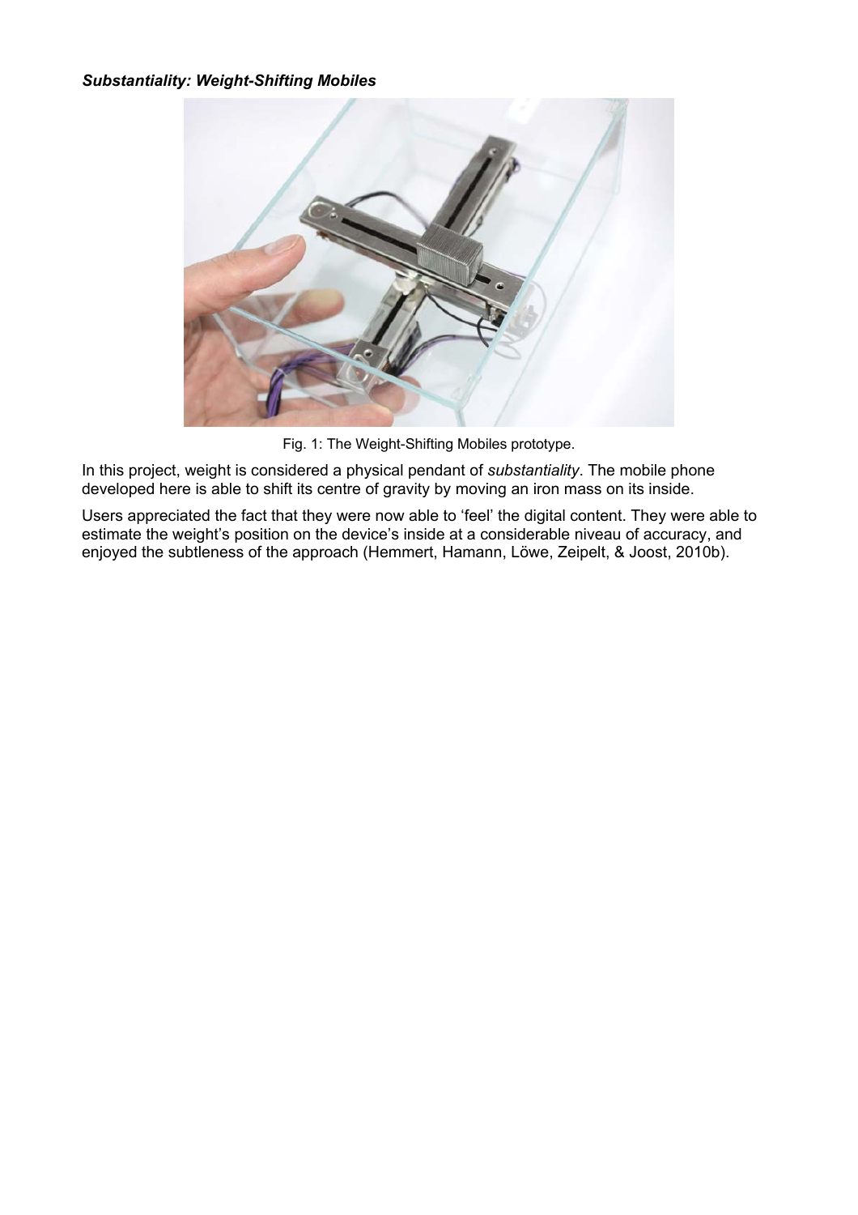### ***Substantiality: Weight-Shifting Mobiles***

Fig. 1: The Weight-Shifting Mobiles prototype.

In this project, weight is considered a physical pendant of *substantiality*. The mobile phone developed here is able to shift its centre of gravity by moving an iron mass on its inside.

Users appreciated the fact that they were now able to 'feel' the digital content. They were able to estimate the weight's position on the device's inside at a considerable niveau of accuracy, and enjoyed the subtleness of the approach (Hemmert, Hamann, Löwe, Zeipelt, & Joost, 2010b).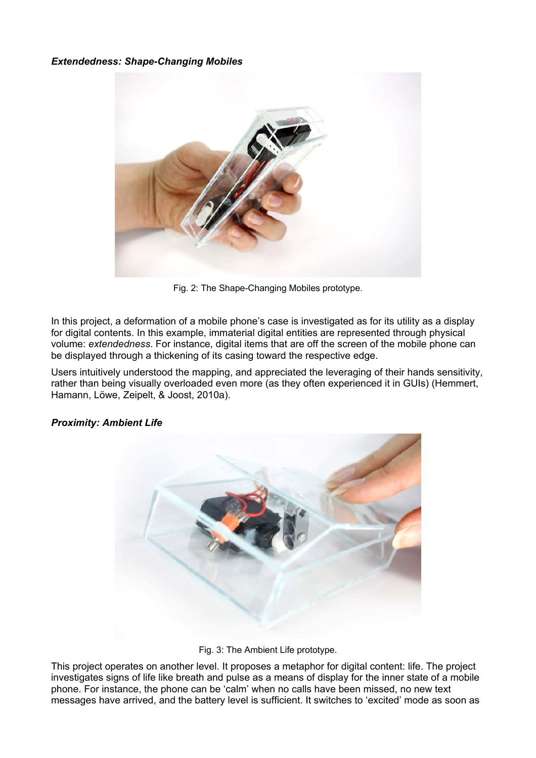***Extendedness: Shape-Changing Mobiles***

Fig. 2: The Shape-Changing Mobiles prototype.

In this project, a deformation of a mobile phone's case is investigated as for its utility as a display for digital contents. In this example, immaterial digital entities are represented through physical volume: *extendedness*. For instance, digital items that are off the screen of the mobile phone can be displayed through a thickening of its casing toward the respective edge.

Users intuitively understood the mapping, and appreciated the leveraging of their hands sensitivity, rather than being visually overloaded even more (as they often experienced it in GUIs) (Hemmert, Hamann, Löwe, Zeipelt, & Joost, 2010a).

***Proximity: Ambient Life***

Fig. 3: The Ambient Life prototype.

This project operates on another level. It proposes a metaphor for digital content: life. The project investigates signs of life like breath and pulse as a means of display for the inner state of a mobile phone. For instance, the phone can be 'calm' when no calls have been missed, no new text messages have arrived, and the battery level is sufficient. It switches to 'excited' mode as soon as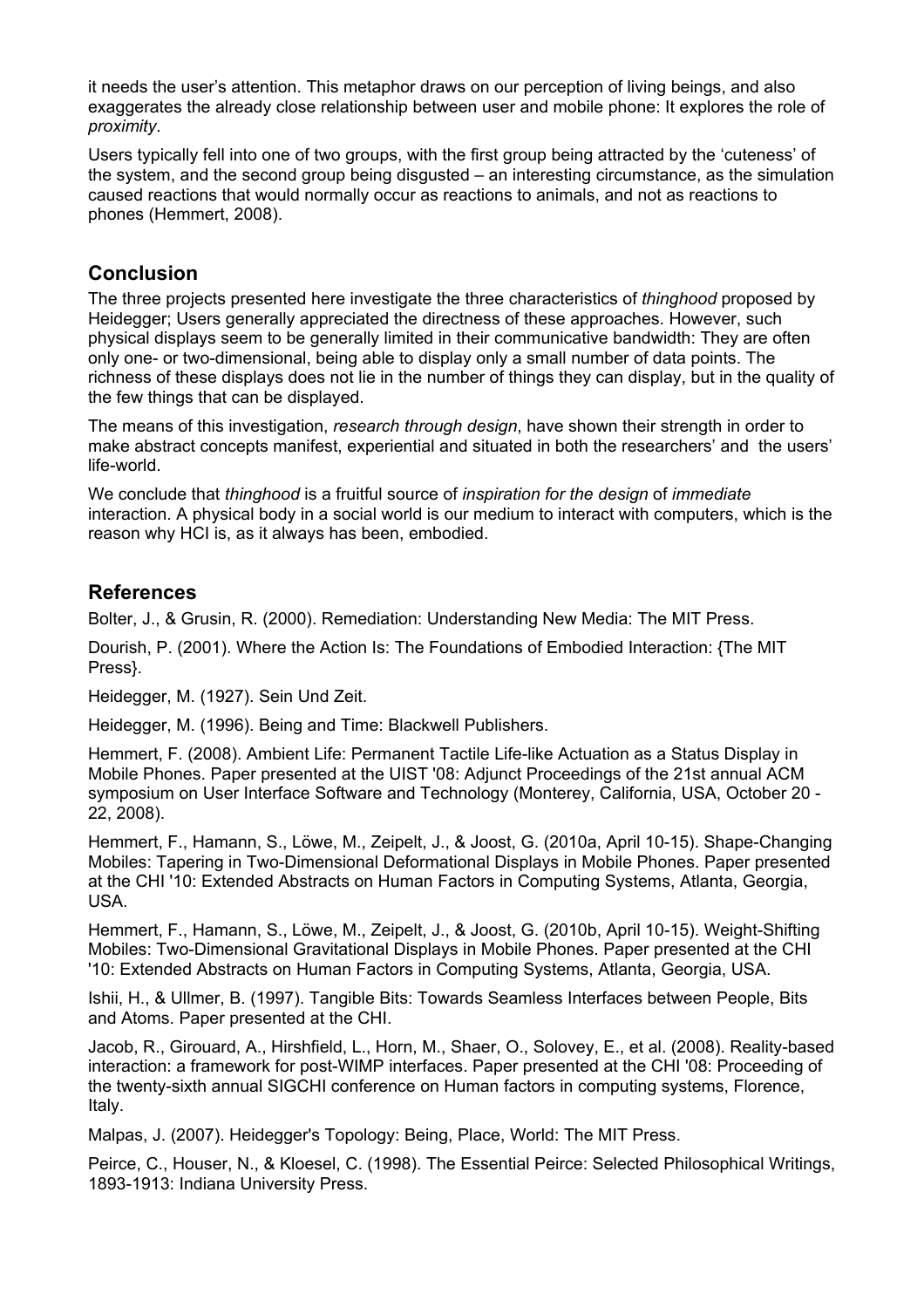it needs the user's attention. This metaphor draws on our perception of living beings, and also exaggerates the already close relationship between user and mobile phone: It explores the role of *proximity*.

Users typically fell into one of two groups, with the first group being attracted by the 'cuteness' of the system, and the second group being disgusted – an interesting circumstance, as the simulation caused reactions that would normally occur as reactions to animals, and not as reactions to phones (Hemmert, 2008).

## Conclusion

The three projects presented here investigate the three characteristics of *thinghood* proposed by Heidegger; Users generally appreciated the directness of these approaches. However, such physical displays seem to be generally limited in their communicative bandwidth: They are often only one- or two-dimensional, being able to display only a small number of data points. The richness of these displays does not lie in the number of things they can display, but in the quality of the few things that can be displayed.

The means of this investigation, *research through design*, have shown their strength in order to make abstract concepts manifest, experiential and situated in both the researchers' and the users' life-world.

We conclude that *thinghood* is a fruitful source of *inspiration for the design* of *immediate* interaction. A physical body in a social world is our medium to interact with computers, which is the reason why HCI is, as it always has been, embodied.

## References

Bolter, J., & Grusin, R. (2000). Remediation: Understanding New Media: The MIT Press.

Dourish, P. (2001). Where the Action Is: The Foundations of Embodied Interaction: {The MIT Press}.

Heidegger, M. (1927). Sein Und Zeit.

Heidegger, M. (1996). Being and Time: Blackwell Publishers.

Hemmert, F. (2008). Ambient Life: Permanent Tactile Life-like Actuation as a Status Display in Mobile Phones. Paper presented at the UIST '08: Adjunct Proceedings of the 21st annual ACM symposium on User Interface Software and Technology (Monterey, California, USA, October 20 - 22, 2008).

Hemmert, F., Hamann, S., Löwe, M., Zeipelt, J., & Joost, G. (2010a, April 10-15). Shape-Changing Mobiles: Tapering in Two-Dimensional Deformational Displays in Mobile Phones. Paper presented at the CHI '10: Extended Abstracts on Human Factors in Computing Systems, Atlanta, Georgia, USA.

Hemmert, F., Hamann, S., Löwe, M., Zeipelt, J., & Joost, G. (2010b, April 10-15). Weight-Shifting Mobiles: Two-Dimensional Gravitational Displays in Mobile Phones. Paper presented at the CHI '10: Extended Abstracts on Human Factors in Computing Systems, Atlanta, Georgia, USA.

Ishii, H., & Ullmer, B. (1997). Tangible Bits: Towards Seamless Interfaces between People, Bits and Atoms. Paper presented at the CHI.

Jacob, R., Girouard, A., Hirshfield, L., Horn, M., Shaer, O., Solovey, E., et al. (2008). Reality-based interaction: a framework for post-WIMP interfaces. Paper presented at the CHI '08: Proceeding of the twenty-sixth annual SIGCHI conference on Human factors in computing systems, Florence, Italy.

Malpas, J. (2007). Heidegger's Topology: Being, Place, World: The MIT Press.

Peirce, C., Houser, N., & Kloesel, C. (1998). The Essential Peirce: Selected Philosophical Writings, 1893-1913: Indiana University Press.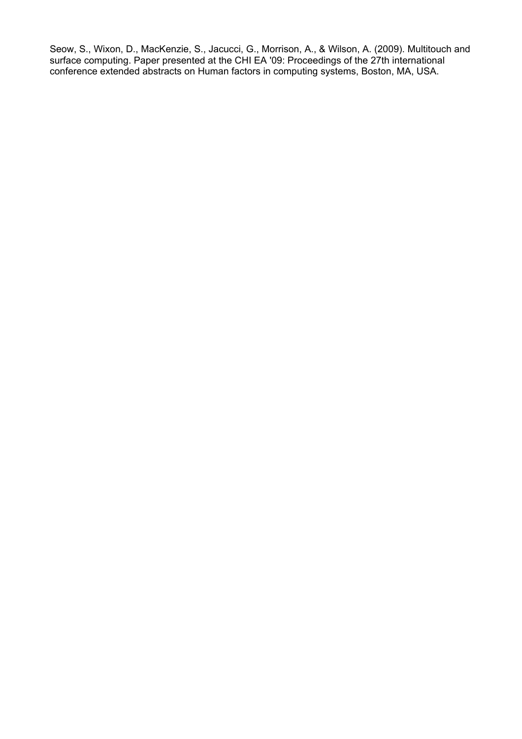Seow, S., Wixon, D., MacKenzie, S., Jacucci, G., Morrison, A., & Wilson, A. (2009). Multitouch and surface computing. Paper presented at the CHI EA '09: Proceedings of the 27th international conference extended abstracts on Human factors in computing systems, Boston, MA, USA.